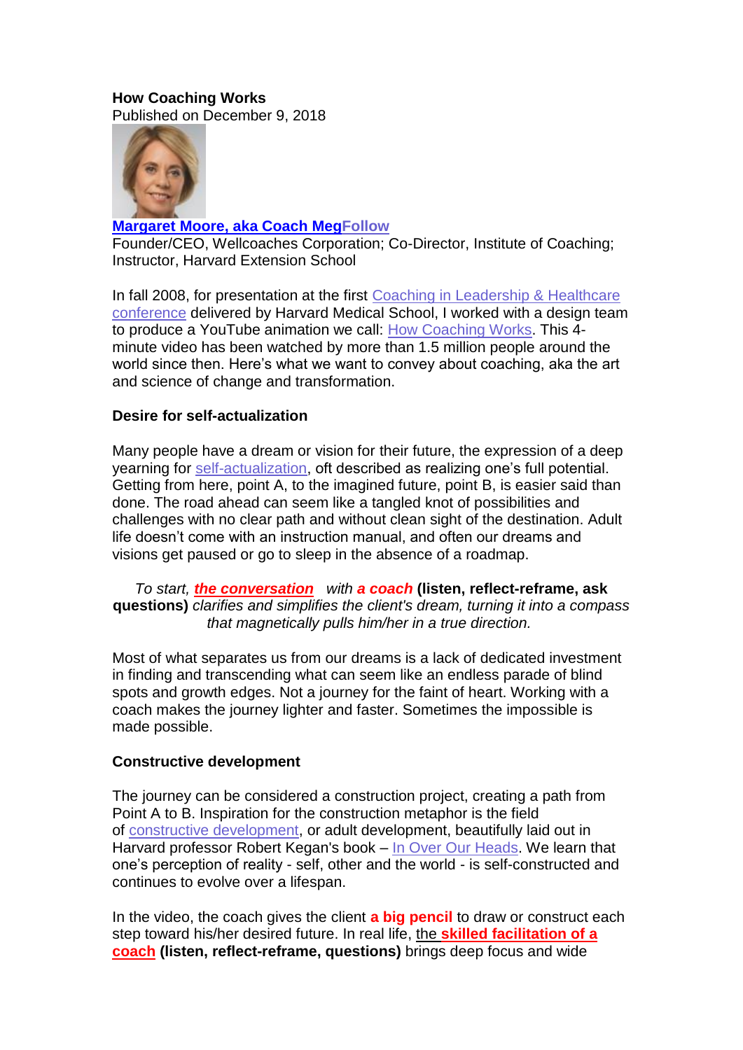**How Coaching Works**
Published on December 9, 2018

**Margaret Moore, aka Coach Meg**Follow
Founder/CEO, Wellcoaches Corporation; Co-Director, Institute of Coaching; Instructor, Harvard Extension School

In fall 2008, for presentation at the first Coaching in Leadership & Healthcare conference delivered by Harvard Medical School, I worked with a design team to produce a YouTube animation we call: How Coaching Works. This 4-minute video has been watched by more than 1.5 million people around the world since then. Here's what we want to convey about coaching, aka the art and science of change and transformation.

**Desire for self-actualization**

Many people have a dream or vision for their future, the expression of a deep yearning for self-actualization, oft described as realizing one's full potential. Getting from here, point A, to the imagined future, point B, is easier said than done. The road ahead can seem like a tangled knot of possibilities and challenges with no clear path and without clean sight of the destination. Adult life doesn't come with an instruction manual, and often our dreams and visions get paused or go to sleep in the absence of a roadmap.

*To start,* ***the conversation*** *with* ***a coach*** **(listen, reflect-reframe, ask questions)** *clarifies and simplifies the client's dream, turning it into a compass that magnetically pulls him/her in a true direction.*

Most of what separates us from our dreams is a lack of dedicated investment in finding and transcending what can seem like an endless parade of blind spots and growth edges. Not a journey for the faint of heart. Working with a coach makes the journey lighter and faster. Sometimes the impossible is made possible.

**Constructive development**

The journey can be considered a construction project, creating a path from Point A to B. Inspiration for the construction metaphor is the field of constructive development, or adult development, beautifully laid out in Harvard professor Robert Kegan's book – In Over Our Heads. We learn that one's perception of reality - self, other and the world - is self-constructed and continues to evolve over a lifespan.

In the video, the coach gives the client **a big pencil** to draw or construct each step toward his/her desired future. In real life, the **skilled facilitation of a coach** **(listen, reflect-reframe, questions)** brings deep focus and wide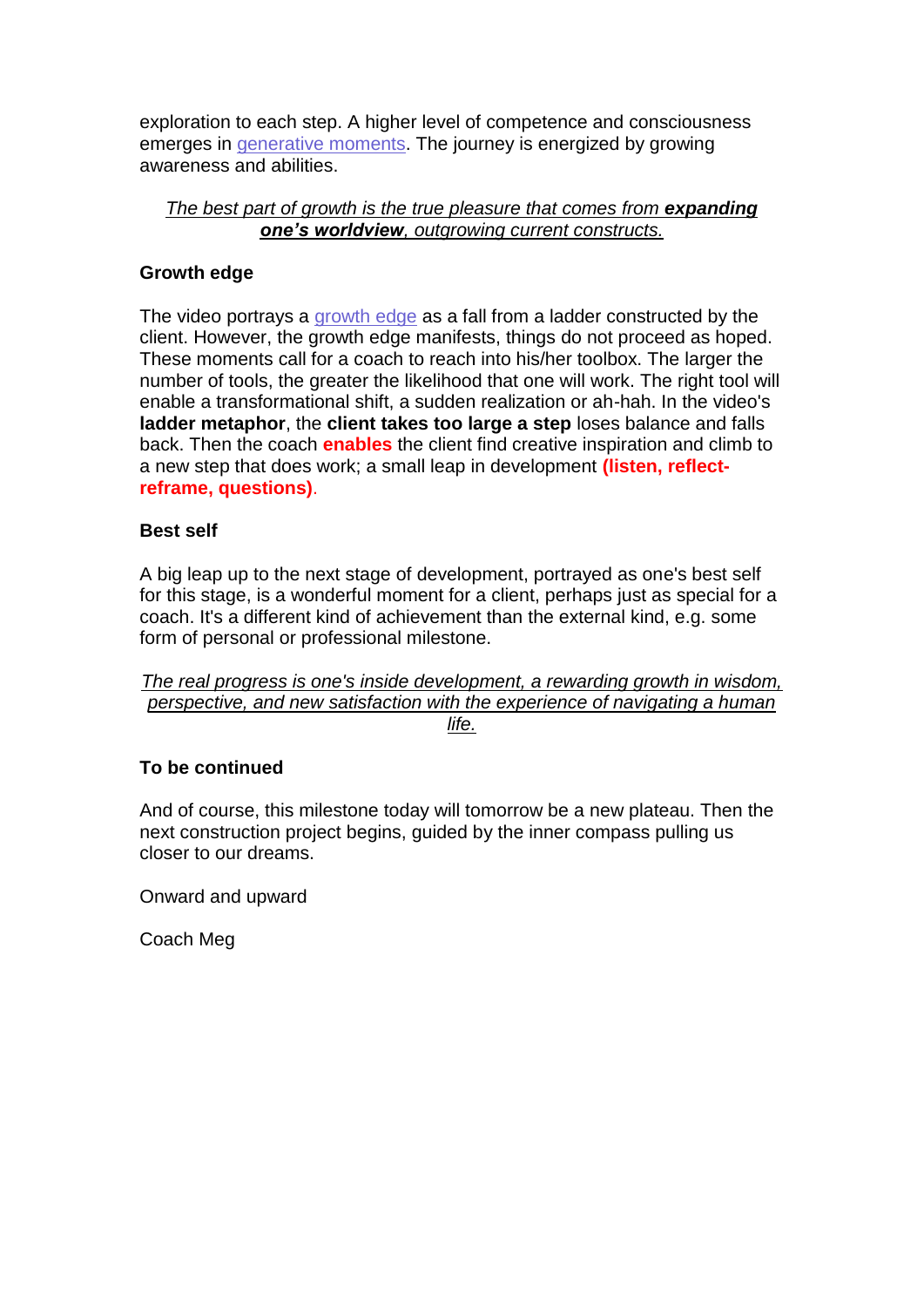exploration to each step. A higher level of competence and consciousness emerges in [generative moments](). The journey is energized by growing awareness and abilities.

<u>*The best part of growth is the true pleasure that comes from **expanding one's worldview**, outgrowing current constructs.*</u>

**Growth edge**

The video portrays a [growth edge]() as a fall from a ladder constructed by the client. However, the growth edge manifests, things do not proceed as hoped. These moments call for a coach to reach into his/her toolbox. The larger the number of tools, the greater the likelihood that one will work. The right tool will enable a transformational shift, a sudden realization or ah-hah. In the video's **ladder metaphor**, the **client takes too large a step** loses balance and falls back. Then the coach **enables** the client find creative inspiration and climb to a new step that does work; a small leap in development **(listen, reflect-reframe, questions)**.

**Best self**

A big leap up to the next stage of development, portrayed as one's best self for this stage, is a wonderful moment for a client, perhaps just as special for a coach. It's a different kind of achievement than the external kind, e.g. some form of personal or professional milestone.

<u>*The real progress is one's inside development, a rewarding growth in wisdom, perspective, and new satisfaction with the experience of navigating a human life.*</u>

**To be continued**

And of course, this milestone today will tomorrow be a new plateau. Then the next construction project begins, guided by the inner compass pulling us closer to our dreams.

Onward and upward

Coach Meg